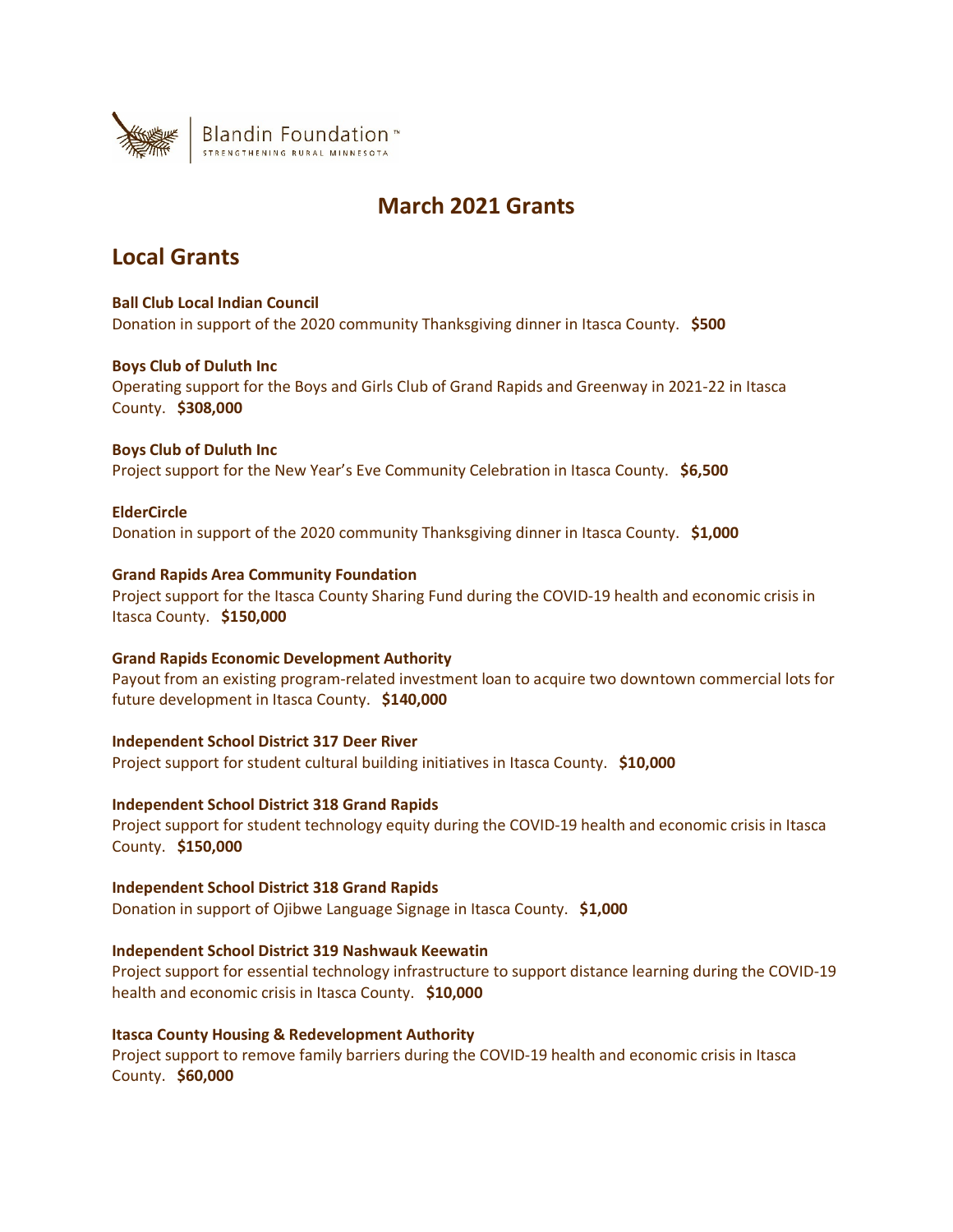Blandin Foundation™
STRENGTHENING RURAL MINNESOTA

# March 2021 Grants

## Local Grants

**Ball Club Local Indian Council**
Donation in support of the 2020 community Thanksgiving dinner in Itasca County. **$500**

**Boys Club of Duluth Inc**
Operating support for the Boys and Girls Club of Grand Rapids and Greenway in 2021-22 in Itasca County. **$308,000**

**Boys Club of Duluth Inc**
Project support for the New Year's Eve Community Celebration in Itasca County. **$6,500**

**ElderCircle**
Donation in support of the 2020 community Thanksgiving dinner in Itasca County. **$1,000**

**Grand Rapids Area Community Foundation**
Project support for the Itasca County Sharing Fund during the COVID-19 health and economic crisis in Itasca County. **$150,000**

**Grand Rapids Economic Development Authority**
Payout from an existing program-related investment loan to acquire two downtown commercial lots for future development in Itasca County. **$140,000**

**Independent School District 317 Deer River**
Project support for student cultural building initiatives in Itasca County. **$10,000**

**Independent School District 318 Grand Rapids**
Project support for student technology equity during the COVID-19 health and economic crisis in Itasca County. **$150,000**

**Independent School District 318 Grand Rapids**
Donation in support of Ojibwe Language Signage in Itasca County. **$1,000**

**Independent School District 319 Nashwauk Keewatin**
Project support for essential technology infrastructure to support distance learning during the COVID-19 health and economic crisis in Itasca County. **$10,000**

**Itasca County Housing & Redevelopment Authority**
Project support to remove family barriers during the COVID-19 health and economic crisis in Itasca County. **$60,000**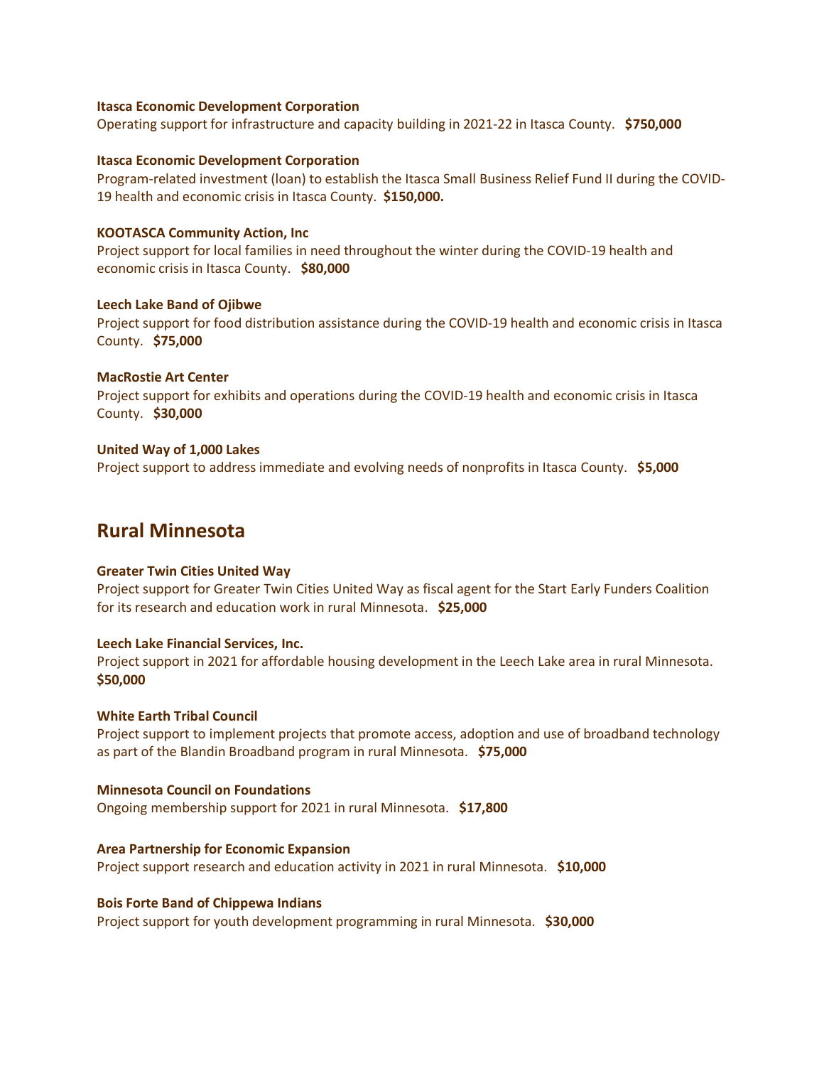**Itasca Economic Development Corporation**
Operating support for infrastructure and capacity building in 2021-22 in Itasca County. **$750,000**

**Itasca Economic Development Corporation**
Program-related investment (loan) to establish the Itasca Small Business Relief Fund II during the COVID-19 health and economic crisis in Itasca County. **$150,000.**

**KOOTASCA Community Action, Inc**
Project support for local families in need throughout the winter during the COVID-19 health and economic crisis in Itasca County. **$80,000**

**Leech Lake Band of Ojibwe**
Project support for food distribution assistance during the COVID-19 health and economic crisis in Itasca County. **$75,000**

**MacRostie Art Center**
Project support for exhibits and operations during the COVID-19 health and economic crisis in Itasca County. **$30,000**

**United Way of 1,000 Lakes**
Project support to address immediate and evolving needs of nonprofits in Itasca County. **$5,000**

## Rural Minnesota

**Greater Twin Cities United Way**
Project support for Greater Twin Cities United Way as fiscal agent for the Start Early Funders Coalition for its research and education work in rural Minnesota. **$25,000**

**Leech Lake Financial Services, Inc.**
Project support in 2021 for affordable housing development in the Leech Lake area in rural Minnesota. **$50,000**

**White Earth Tribal Council**
Project support to implement projects that promote access, adoption and use of broadband technology as part of the Blandin Broadband program in rural Minnesota. **$75,000**

**Minnesota Council on Foundations**
Ongoing membership support for 2021 in rural Minnesota. **$17,800**

**Area Partnership for Economic Expansion**
Project support research and education activity in 2021 in rural Minnesota. **$10,000**

**Bois Forte Band of Chippewa Indians**
Project support for youth development programming in rural Minnesota. **$30,000**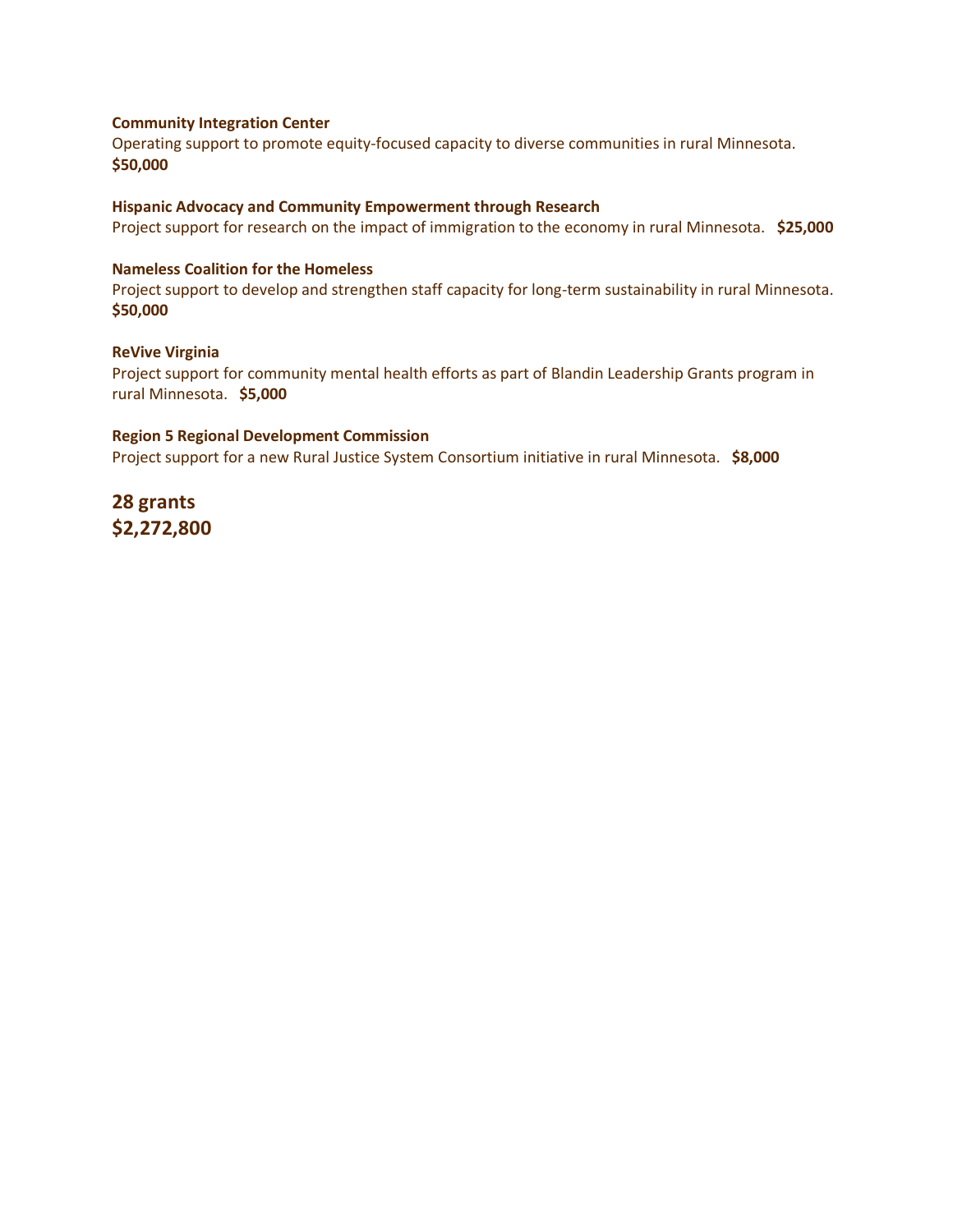**Community Integration Center**
Operating support to promote equity-focused capacity to diverse communities in rural Minnesota.
**$50,000**

**Hispanic Advocacy and Community Empowerment through Research**
Project support for research on the impact of immigration to the economy in rural Minnesota. **$25,000**

**Nameless Coalition for the Homeless**
Project support to develop and strengthen staff capacity for long-term sustainability in rural Minnesota.
**$50,000**

**ReVive Virginia**
Project support for community mental health efforts as part of Blandin Leadership Grants program in rural Minnesota. **$5,000**

**Region 5 Regional Development Commission**
Project support for a new Rural Justice System Consortium initiative in rural Minnesota. **$8,000**

**28 grants**
**$2,272,800**